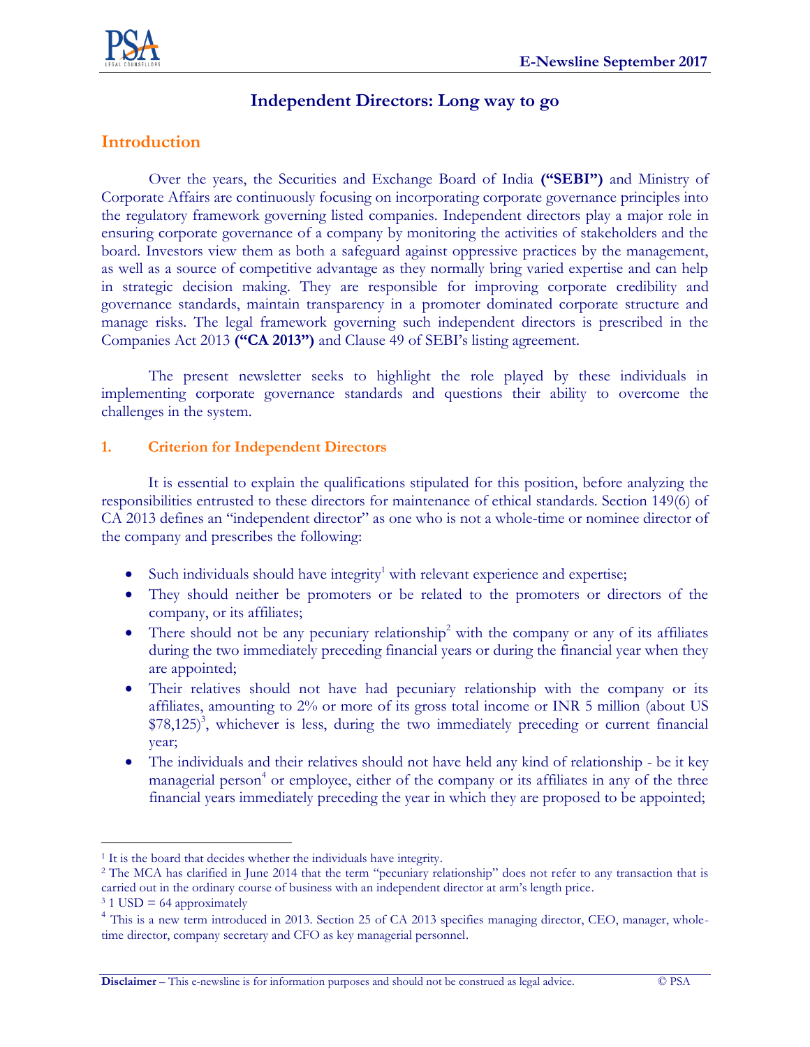# Independent Directors: Long way to go

## Introduction

Over the years, the Securities and Exchange Board of India **("SEBI")** and Ministry of Corporate Affairs are continuously focusing on incorporating corporate governance principles into the regulatory framework governing listed companies. Independent directors play a major role in ensuring corporate governance of a company by monitoring the activities of stakeholders and the board. Investors view them as both a safeguard against oppressive practices by the management, as well as a source of competitive advantage as they normally bring varied expertise and can help in strategic decision making. They are responsible for improving corporate credibility and governance standards, maintain transparency in a promoter dominated corporate structure and manage risks. The legal framework governing such independent directors is prescribed in the Companies Act 2013 **("CA 2013")** and Clause 49 of SEBI's listing agreement.

The present newsletter seeks to highlight the role played by these individuals in implementing corporate governance standards and questions their ability to overcome the challenges in the system.

### 1. Criterion for Independent Directors

It is essential to explain the qualifications stipulated for this position, before analyzing the responsibilities entrusted to these directors for maintenance of ethical standards. Section 149(6) of CA 2013 defines an "independent director" as one who is not a whole-time or nominee director of the company and prescribes the following:

- Such individuals should have integrity[1] with relevant experience and expertise;
- They should neither be promoters or be related to the promoters or directors of the company, or its affiliates;
- There should not be any pecuniary relationship[2] with the company or any of its affiliates during the two immediately preceding financial years or during the financial year when they are appointed;
- Their relatives should not have had pecuniary relationship with the company or its affiliates, amounting to 2% or more of its gross total income or INR 5 million (about US $78,125)[3], whichever is less, during the two immediately preceding or current financial year;
- The individuals and their relatives should not have held any kind of relationship - be it key managerial person[4] or employee, either of the company or its affiliates in any of the three financial years immediately preceding the year in which they are proposed to be appointed;

---

[1] It is the board that decides whether the individuals have integrity.

[2] The MCA has clarified in June 2014 that the term "pecuniary relationship" does not refer to any transaction that is carried out in the ordinary course of business with an independent director at arm's length price.

[3] 1 USD = 64 approximately

[4] This is a new term introduced in 2013. Section 25 of CA 2013 specifies managing director, CEO, manager, whole-time director, company secretary and CFO as key managerial personnel.

**Disclaimer** – This e-newsline is for information purposes and should not be construed as legal advice. © PSA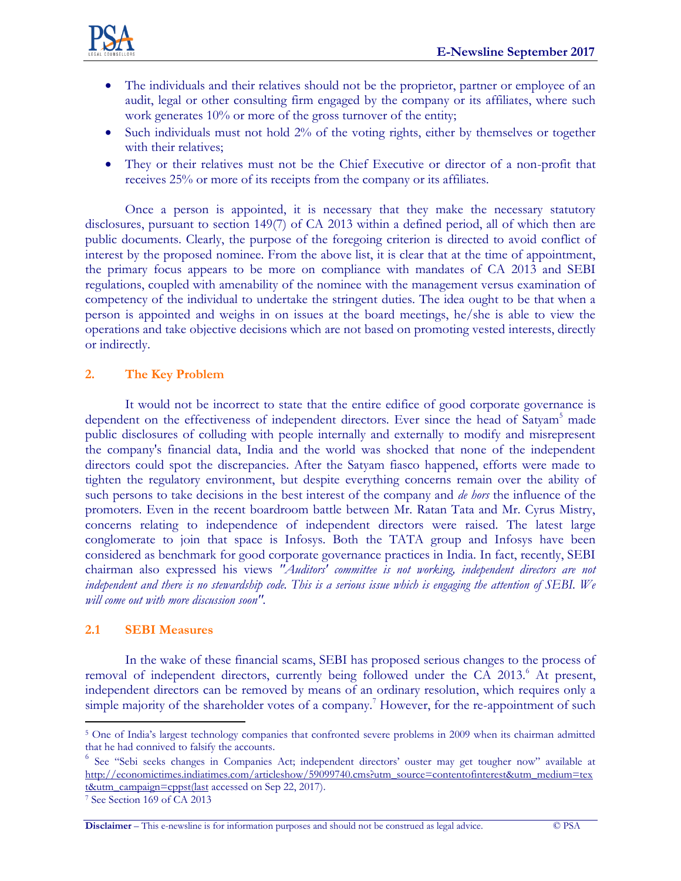- The individuals and their relatives should not be the proprietor, partner or employee of an audit, legal or other consulting firm engaged by the company or its affiliates, where such work generates 10% or more of the gross turnover of the entity;
- Such individuals must not hold 2% of the voting rights, either by themselves or together with their relatives;
- They or their relatives must not be the Chief Executive or director of a non-profit that receives 25% or more of its receipts from the company or its affiliates.

Once a person is appointed, it is necessary that they make the necessary statutory disclosures, pursuant to section 149(7) of CA 2013 within a defined period, all of which then are public documents. Clearly, the purpose of the foregoing criterion is directed to avoid conflict of interest by the proposed nominee. From the above list, it is clear that at the time of appointment, the primary focus appears to be more on compliance with mandates of CA 2013 and SEBI regulations, coupled with amenability of the nominee with the management versus examination of competency of the individual to undertake the stringent duties. The idea ought to be that when a person is appointed and weighs in on issues at the board meetings, he/she is able to view the operations and take objective decisions which are not based on promoting vested interests, directly or indirectly.

## 2. The Key Problem

It would not be incorrect to state that the entire edifice of good corporate governance is dependent on the effectiveness of independent directors. Ever since the head of Satyam[5] made public disclosures of colluding with people internally and externally to modify and misrepresent the company's financial data, India and the world was shocked that none of the independent directors could spot the discrepancies. After the Satyam fiasco happened, efforts were made to tighten the regulatory environment, but despite everything concerns remain over the ability of such persons to take decisions in the best interest of the company and *de hors* the influence of the promoters. Even in the recent boardroom battle between Mr. Ratan Tata and Mr. Cyrus Mistry, concerns relating to independence of independent directors were raised. The latest large conglomerate to join that space is Infosys. Both the TATA group and Infosys have been considered as benchmark for good corporate governance practices in India. In fact, recently, SEBI chairman also expressed his views *"Auditors' committee is not working, independent directors are not independent and there is no stewardship code. This is a serious issue which is engaging the attention of SEBI. We will come out with more discussion soon"*.

### 2.1 SEBI Measures

In the wake of these financial scams, SEBI has proposed serious changes to the process of removal of independent directors, currently being followed under the CA 2013.[6] At present, independent directors can be removed by means of an ordinary resolution, which requires only a simple majority of the shareholder votes of a company.[7] However, for the re-appointment of such

---

[5] One of India's largest technology companies that confronted severe problems in 2009 when its chairman admitted that he had connived to falsify the accounts.

[6] See "Sebi seeks changes in Companies Act; independent directors' ouster may get tougher now" available at http://economictimes.indiatimes.com/articleshow/59099740.cms?utm_source=contentofinterest&utm_medium=text&utm_campaign=cppst(last accessed on Sep 22, 2017).

[7] See Section 169 of CA 2013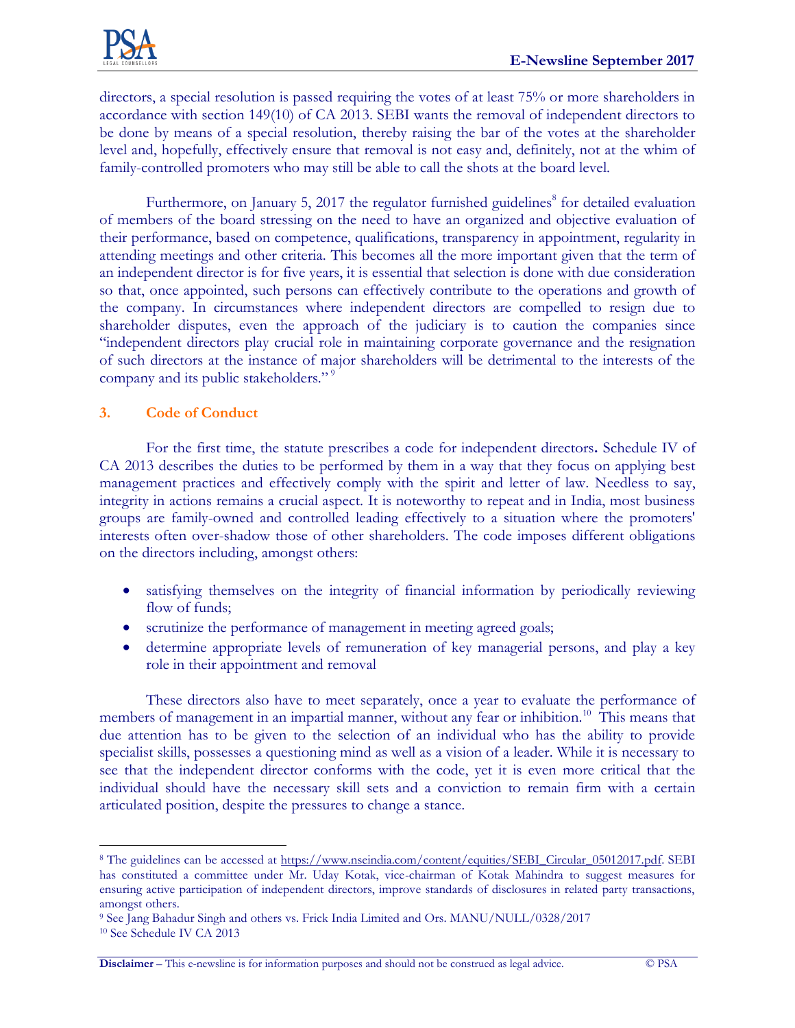directors, a special resolution is passed requiring the votes of at least 75% or more shareholders in accordance with section 149(10) of CA 2013. SEBI wants the removal of independent directors to be done by means of a special resolution, thereby raising the bar of the votes at the shareholder level and, hopefully, effectively ensure that removal is not easy and, definitely, not at the whim of family-controlled promoters who may still be able to call the shots at the board level.

Furthermore, on January 5, 2017 the regulator furnished guidelines[8] for detailed evaluation of members of the board stressing on the need to have an organized and objective evaluation of their performance, based on competence, qualifications, transparency in appointment, regularity in attending meetings and other criteria. This becomes all the more important given that the term of an independent director is for five years, it is essential that selection is done with due consideration so that, once appointed, such persons can effectively contribute to the operations and growth of the company. In circumstances where independent directors are compelled to resign due to shareholder disputes, even the approach of the judiciary is to caution the companies since "independent directors play crucial role in maintaining corporate governance and the resignation of such directors at the instance of major shareholders will be detrimental to the interests of the company and its public stakeholders." [9]

## 3. Code of Conduct

For the first time, the statute prescribes a code for independent directors**.** Schedule IV of CA 2013 describes the duties to be performed by them in a way that they focus on applying best management practices and effectively comply with the spirit and letter of law. Needless to say, integrity in actions remains a crucial aspect. It is noteworthy to repeat and in India, most business groups are family-owned and controlled leading effectively to a situation where the promoters' interests often over-shadow those of other shareholders. The code imposes different obligations on the directors including, amongst others:

- satisfying themselves on the integrity of financial information by periodically reviewing flow of funds;
- scrutinize the performance of management in meeting agreed goals;
- determine appropriate levels of remuneration of key managerial persons, and play a key role in their appointment and removal

These directors also have to meet separately, once a year to evaluate the performance of members of management in an impartial manner, without any fear or inhibition.[10] This means that due attention has to be given to the selection of an individual who has the ability to provide specialist skills, possesses a questioning mind as well as a vision of a leader. While it is necessary to see that the independent director conforms with the code, yet it is even more critical that the individual should have the necessary skill sets and a conviction to remain firm with a certain articulated position, despite the pressures to change a stance.

---

[8] The guidelines can be accessed at https://www.nseindia.com/content/equities/SEBI_Circular_05012017.pdf. SEBI has constituted a committee under Mr. Uday Kotak, vice-chairman of Kotak Mahindra to suggest measures for ensuring active participation of independent directors, improve standards of disclosures in related party transactions, amongst others.

[9] See Jang Bahadur Singh and others vs. Frick India Limited and Ors. MANU/NULL/0328/2017

[10] See Schedule IV CA 2013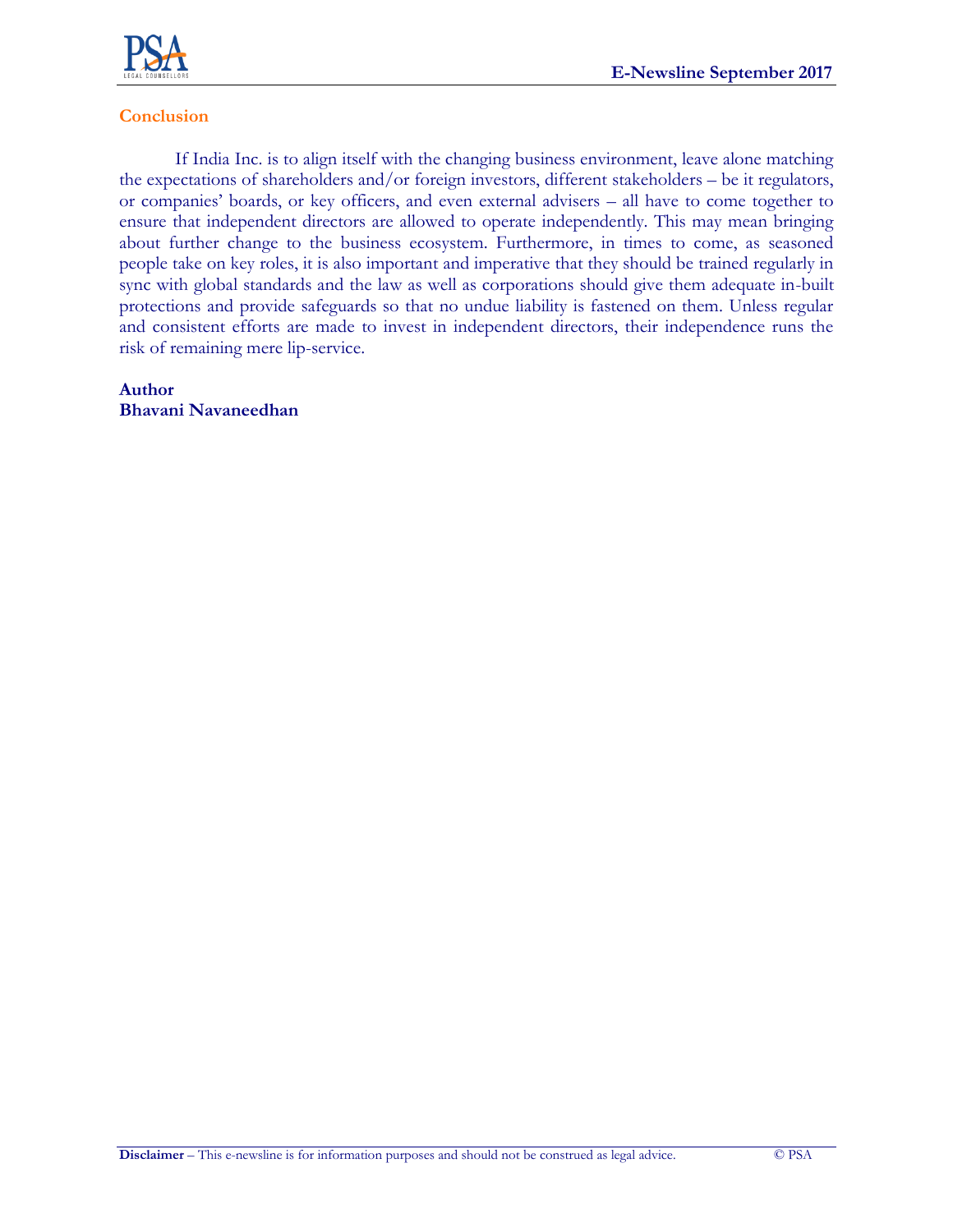## Conclusion

If India Inc. is to align itself with the changing business environment, leave alone matching the expectations of shareholders and/or foreign investors, different stakeholders – be it regulators, or companies' boards, or key officers, and even external advisers – all have to come together to ensure that independent directors are allowed to operate independently. This may mean bringing about further change to the business ecosystem. Furthermore, in times to come, as seasoned people take on key roles, it is also important and imperative that they should be trained regularly in sync with global standards and the law as well as corporations should give them adequate in-built protections and provide safeguards so that no undue liability is fastened on them. Unless regular and consistent efforts are made to invest in independent directors, their independence runs the risk of remaining mere lip-service.

**Author**
**Bhavani Navaneedhan**